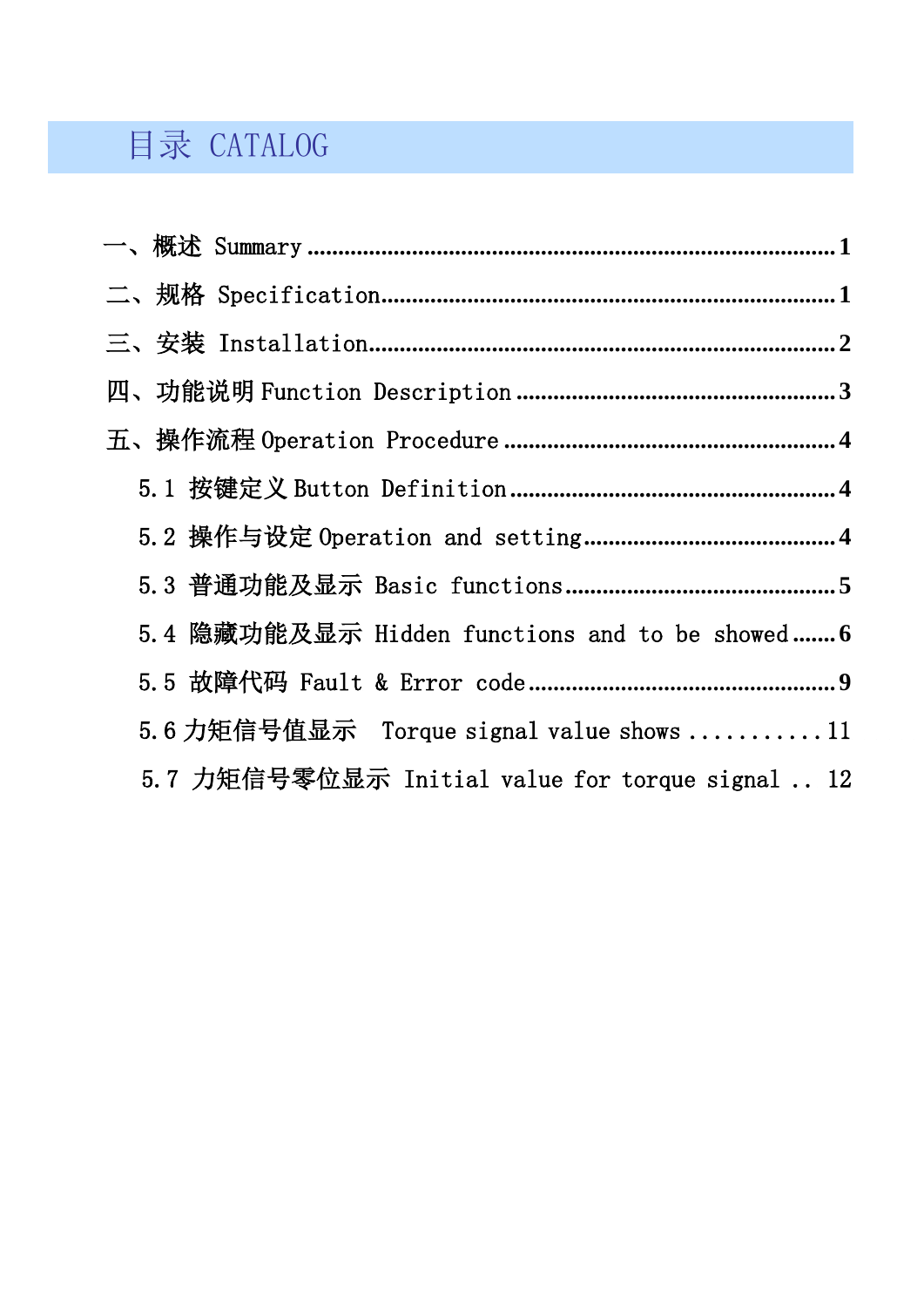# 目录 CATALOG

一、概述 Summary ........................................................................ 1

二、规格 Specification..................................................................... 1

三、安装 Installation......................................................................... 2

四、功能说明 Function Description .................................................. 3

五、操作流程 Operation Procedure .................................................... 4

5.1 按键定义 Button Definition .................................................... 4

5.2 操作与设定 Operation and setting........................................... 4

5.3 普通功能及显示 Basic functions............................................. 5

5.4 隐藏功能及显示 Hidden functions and to be showed ....... 6

5.5 故障代码 Fault & Error code .................................................. 9

5.6 力矩信号值显示　Torque signal value shows ........... 11

5.7 力矩信号零位显示 Initial value for torque signal .. 12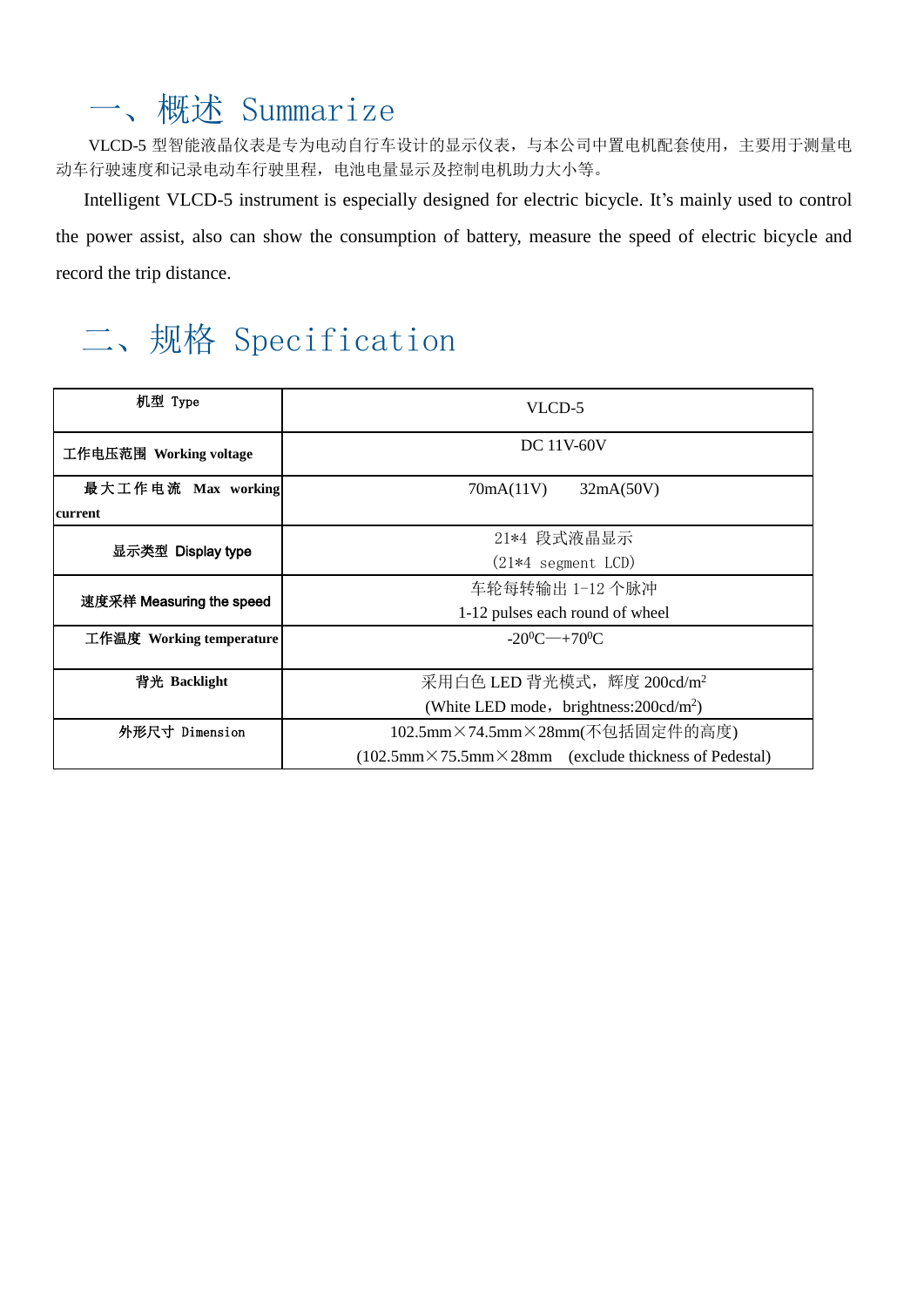# 一、概述 Summarize

VLCD-5 型智能液晶仪表是专为电动自行车设计的显示仪表，与本公司中置电机配套使用，主要用于测量电动车行驶速度和记录电动车行驶里程，电池电量显示及控制电机助力大小等。

Intelligent VLCD-5 instrument is especially designed for electric bicycle. It's mainly used to control the power assist, also can show the consumption of battery, measure the speed of electric bicycle and record the trip distance.

# 二、规格 Specification

| 机型 Type | VLCD-5 |
|---|---|
| 工作电压范围 Working voltage | DC 11V-60V |
| 最大工作电流 Max working current | 70mA(11V)　　32mA(50V) |
| 显示类型 Display type | 21*4 段式液晶显示<br>(21*4 segment LCD) |
| 速度采样 Measuring the speed | 车轮每转输出 1-12 个脉冲<br>1-12 pulses each round of wheel |
| 工作温度 Working temperature | $-20^0$C—$+70^0$C |
| 背光 Backlight | 采用白色 LED 背光模式，辉度 200cd/$m^2$<br>(White LED mode，brightness:200cd/$m^2$) |
| 外形尺寸 Dimension | 102.5mm×74.5mm×28mm(不包括固定件的高度)<br>(102.5mm×75.5mm×28mm　(exclude thickness of Pedestal) |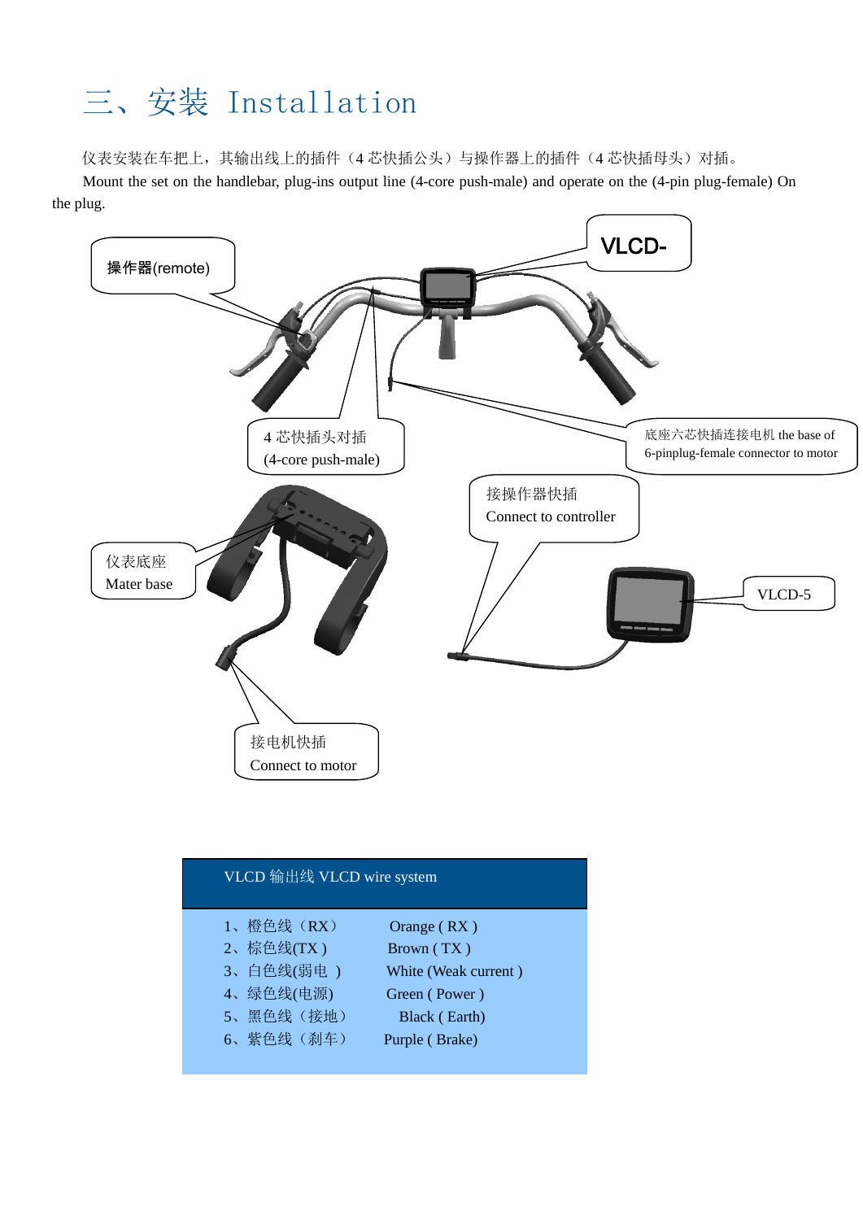# 三、安装 Installation

仪表安装在车把上，其输出线上的插件（4 芯快插公头）与操作器上的插件（4 芯快插母头）对插。

Mount the set on the handlebar, plug-ins output line (4-core push-male) and operate on the (4-pin plug-female) On the plug.

操作器(remote)

VLCD-

4 芯快插头对插
(4-core push-male)

底座六芯快插连接电机 the base of 6-pinplug-female connector to motor

仪表底座
Mater base

接操作器快插
Connect to controller

VLCD-5

接电机快插
Connect to motor

| VLCD 输出线 VLCD wire system | |
|---|---|
| 1、橙色线（RX） | Orange ( RX ) |
| 2、棕色线(TX ) | Brown ( TX ) |
| 3、白色线(弱电 ) | White (Weak current ) |
| 4、绿色线(电源) | Green ( Power ) |
| 5、黑色线（接地） | Black ( Earth) |
| 6、紫色线（刹车） | Purple ( Brake) |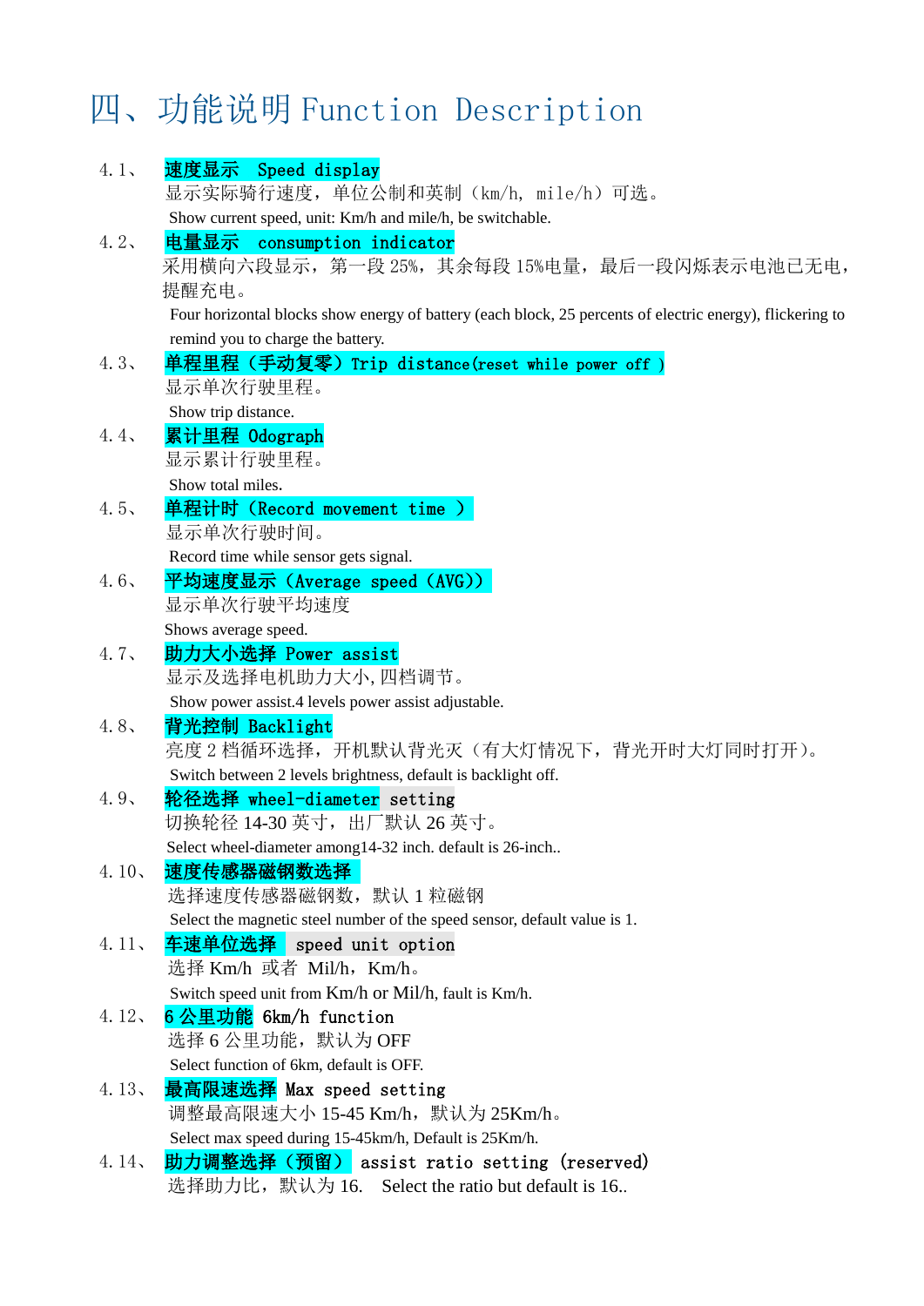# 四、功能说明 Function Description

4.1、 **速度显示 Speed display**

显示实际骑行速度，单位公制和英制（km/h, mile/h）可选。

Show current speed, unit: Km/h and mile/h, be switchable.

4.2、 **电量显示 consumption indicator**

采用横向六段显示，第一段 25%，其余每段 15%电量，最后一段闪烁表示电池已无电，提醒充电。

Four horizontal blocks show energy of battery (each block, 25 percents of electric energy), flickering to remind you to charge the battery.

4.3、 **单程里程（手动复零）Trip distance(reset while power off )**

显示单次行驶里程。

Show trip distance.

4.4、 **累计里程 Odograph**

显示累计行驶里程。

Show total miles.

4.5、 **单程计时（Record movement time ）**

显示单次行驶时间。

Record time while sensor gets signal.

4.6、 **平均速度显示（Average speed（AVG)）**

显示单次行驶平均速度

Shows average speed.

4.7、 **助力大小选择 Power assist**

显示及选择电机助力大小, 四档调节。

Show power assist.4 levels power assist adjustable.

4.8、 **背光控制 Backlight**

亮度 2 档循环选择，开机默认背光灭（有大灯情况下，背光开时大灯同时打开）。

Switch between 2 levels brightness, default is backlight off.

4.9、 **轮径选择 wheel-diameter setting**

切换轮径 14-30 英寸，出厂默认 26 英寸。

Select wheel-diameter among14-32 inch. default is 26-inch..

4.10、 **速度传感器磁钢数选择**

选择速度传感器磁钢数，默认 1 粒磁钢

Select the magnetic steel number of the speed sensor, default value is 1.

4.11、 **车速单位选择 speed unit option**

选择 Km/h 或者 Mil/h，Km/h。

Switch speed unit from Km/h or Mil/h, fault is Km/h.

4.12、 **6 公里功能 6km/h function**

选择 6 公里功能，默认为 OFF

Select function of 6km, default is OFF.

4.13、 **最高限速选择 Max speed setting**

调整最高限速大小 15-45 Km/h，默认为 25Km/h。

Select max speed during 15-45km/h, Default is 25Km/h.

4.14、 **助力调整选择（预留） assist ratio setting (reserved)**

选择助力比，默认为 16. Select the ratio but default is 16..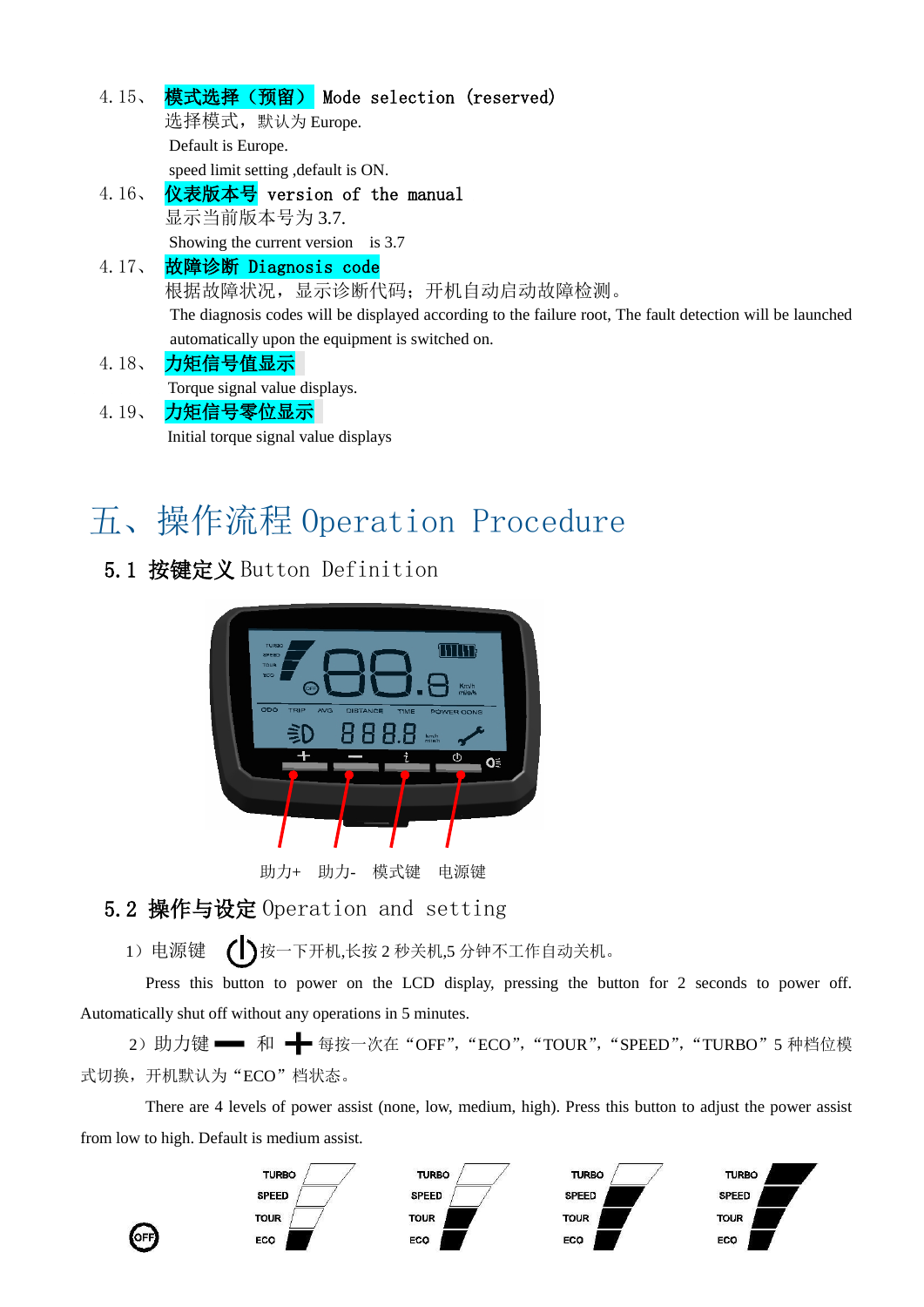4.15、 **模式选择（预留）** Mode selection (reserved)

选择模式，默认为 Europe.

Default is Europe.

speed limit setting ,default is ON.

4.16、 **仪表版本号** version of the manual

显示当前版本号为 3.7.

Showing the current version is 3.7

4.17、 **故障诊断 Diagnosis code**

根据故障状况，显示诊断代码；开机自动启动故障检测。

The diagnosis codes will be displayed according to the failure root, The fault detection will be launched automatically upon the equipment is switched on.

4.18、 **力矩信号值显示**

Torque signal value displays.

4.19、 **力矩信号零位显示**

Initial torque signal value displays

# 五、操作流程 Operation Procedure

## 5.1 按键定义 Button Definition

助力+　助力-　模式键　电源键

## 5.2 操作与设定 Operation and setting

1）电源键 按一下开机,长按 2 秒关机,5 分钟不工作自动关机。

Press this button to power on the LCD display, pressing the button for 2 seconds to power off. Automatically shut off without any operations in 5 minutes.

2）助力键 — 和 + 每按一次在“OFF”，“ECO”，“TOUR”，“SPEED”，“TURBO”5 种档位模式切换，开机默认为“ECO”档状态。

There are 4 levels of power assist (none, low, medium, high). Press this button to adjust the power assist from low to high. Default is medium assist.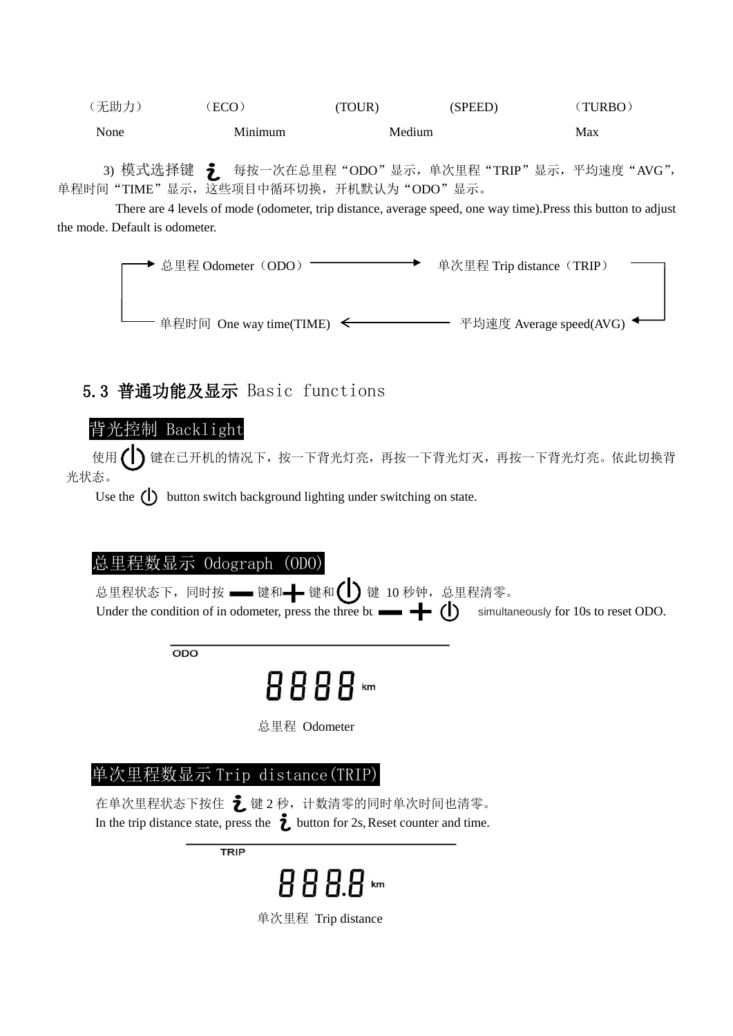| （无助力） | （ECO） | (TOUR) | (SPEED) | （TURBO） |
|---|---|---|---|---|
| None | Minimum | Medium | | Max |

3) 模式选择键 ℹ 每按一次在总里程“ODO”显示，单次里程“TRIP”显示，平均速度“AVG”，单程时间“TIME”显示，这些项目中循环切换，开机默认为“ODO”显示。

There are 4 levels of mode (odometer, trip distance, average speed, one way time).Press this button to adjust the mode. Default is odometer.

总里程 Odometer（ODO） → 单次里程 Trip distance（TRIP） → 平均速度 Average speed(AVG) → 单程时间 One way time(TIME) → 总里程 Odometer（ODO）

## 5.3 普通功能及显示 Basic functions

### 背光控制 Backlight

使用 ⏻ 键在已开机的情况下，按一下背光灯亮，再按一下背光灯灭，再按一下背光灯亮。依此切换背光状态。

Use the ⏻ button switch background lighting under switching on state.

### 总里程数显示 Odograph (ODO)

总里程状态下，同时按 − 键和 + 键和 ⏻ 键 10 秒钟，总里程清零。

Under the condition of in odometer, press the three bu − + ⏻ simultaneously for 10s to reset ODO.

ODO

8888 km

总里程 Odometer

### 单次里程数显示 Trip distance(TRIP)

在单次里程状态下按住 ℹ 键 2 秒，计数清零的同时单次时间也清零。

In the trip distance state, press the ℹ button for 2s, Reset counter and time.

TRIP

888.8 km

单次里程 Trip distance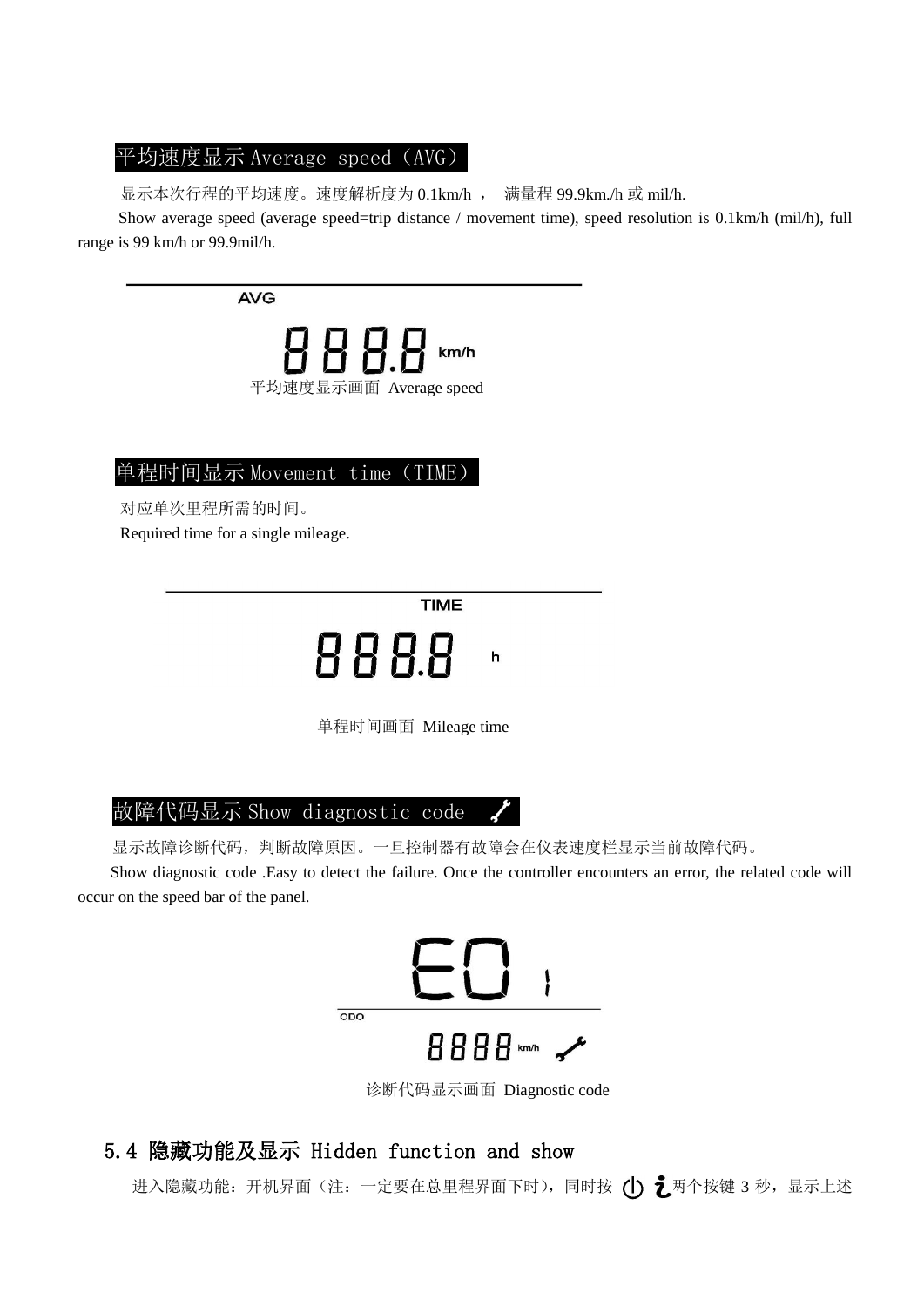### 平均速度显示 Average speed（AVG）

显示本次行程的平均速度。速度解析度为 0.1km/h ， 满量程 99.9km./h 或 mil/h.

Show average speed (average speed=trip distance / movement time), speed resolution is 0.1km/h (mil/h), full range is 99 km/h or 99.9mil/h.

AVG

888.8 km/h

平均速度显示画面 Average speed

### 单程时间显示 Movement time（TIME）

对应单次里程所需的时间。

Required time for a single mileage.

TIME

888.8 h

单程时间画面 Mileage time

### 故障代码显示 Show diagnostic code

显示故障诊断代码，判断故障原因。一旦控制器有故障会在仪表速度栏显示当前故障代码。

Show diagnostic code .Easy to detect the failure. Once the controller encounters an error, the related code will occur on the speed bar of the panel.

E01

ODO

8888 km/h

诊断代码显示画面 Diagnostic code

## 5.4 隐藏功能及显示 Hidden function and show

进入隐藏功能：开机界面（注：一定要在总里程界面下时），同时按 ⏻ ℹ 两个按键 3 秒，显示上述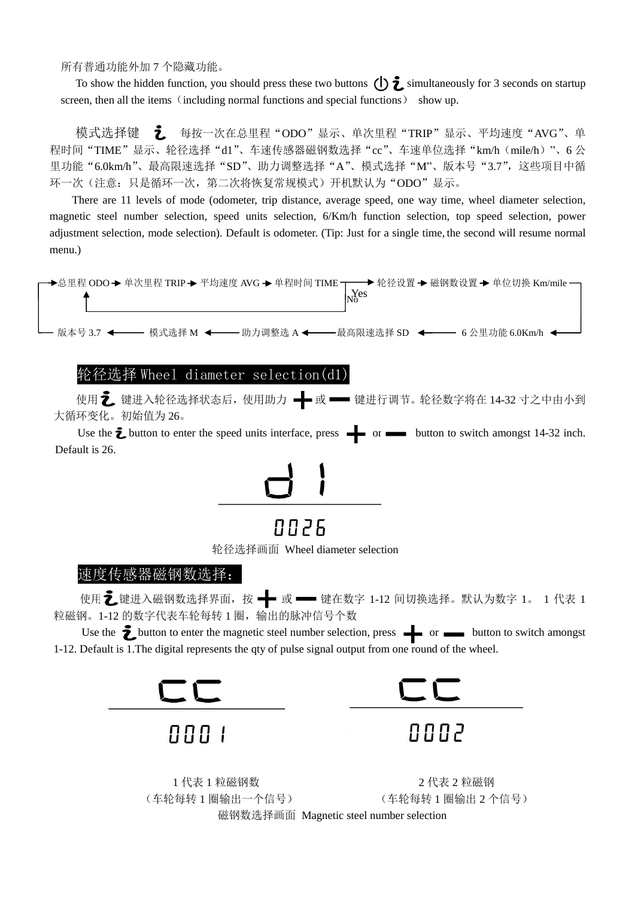所有普通功能外加 7 个隐藏功能。

To show the hidden function, you should press these two buttons ⏻ i simultaneously for 3 seconds on startup screen, then all the items（including normal functions and special functions） show up.

模式选择键 i 每按一次在总里程“ODO”显示、单次里程“TRIP”显示、平均速度“AVG”、单程时间“TIME”显示、轮径选择“d1”、车速传感器磁钢数选择“cc”、车速单位选择“km/h（mile/h）”、6 公里功能“6.0km/h”、最高限速选择“SD”、助力调整选择“A”、模式选择“M”、版本号“3.7”，这些项目中循环一次（注意：只是循环一次，第二次将恢复常规模式）开机默认为“ODO”显示。

There are 11 levels of mode (odometer, trip distance, average speed, one way time, wheel diameter selection, magnetic steel number selection, speed units selection, 6/Km/h function selection, top speed selection, power adjustment selection, mode selection). Default is odometer. (Tip: Just for a single time, the second will resume normal menu.)

总里程 ODO → 单次里程 TRIP → 平均速度 AVG → 单程时间 TIME → (Yes) 轮径设置 → 磁钢数设置 → 单位切换 Km/mile → 6 公里功能 6.0Km/h → 最高限速选择 SD → 助力调整选 A → 模式选择 M → 版本号 3.7 → 总里程 ODO

单程时间 TIME → (No) 总里程 ODO

## 轮径选择 Wheel diameter selection(d1)

使用 i 键进入轮径选择状态后，使用助力 + 或 − 键进行调节。轮径数字将在 14-32 寸之中由小到大循环变化。初始值为 26。

Use the i button to enter the speed units interface, press + or − button to switch amongst 14-32 inch. Default is 26.

d1

0026

轮径选择画面 Wheel diameter selection

## 速度传感器磁钢数选择：

使用 i 键进入磁钢数选择界面，按 + 或 − 键在数字 1-12 间切换选择。默认为数字 1。 1 代表 1 粒磁钢。1-12 的数字代表车轮每转 1 圈，输出的脉冲信号个数

Use the i button to enter the magnetic steel number selection, press + or − button to switch amongst 1-12. Default is 1.The digital represents the qty of pulse signal output from one round of the wheel.

CC
0001

1 代表 1 粒磁钢数
（车轮每转 1 圈输出一个信号）

CC
0002

2 代表 2 粒磁钢
（车轮每转 1 圈输出 2 个信号）

磁钢数选择画面 Magnetic steel number selection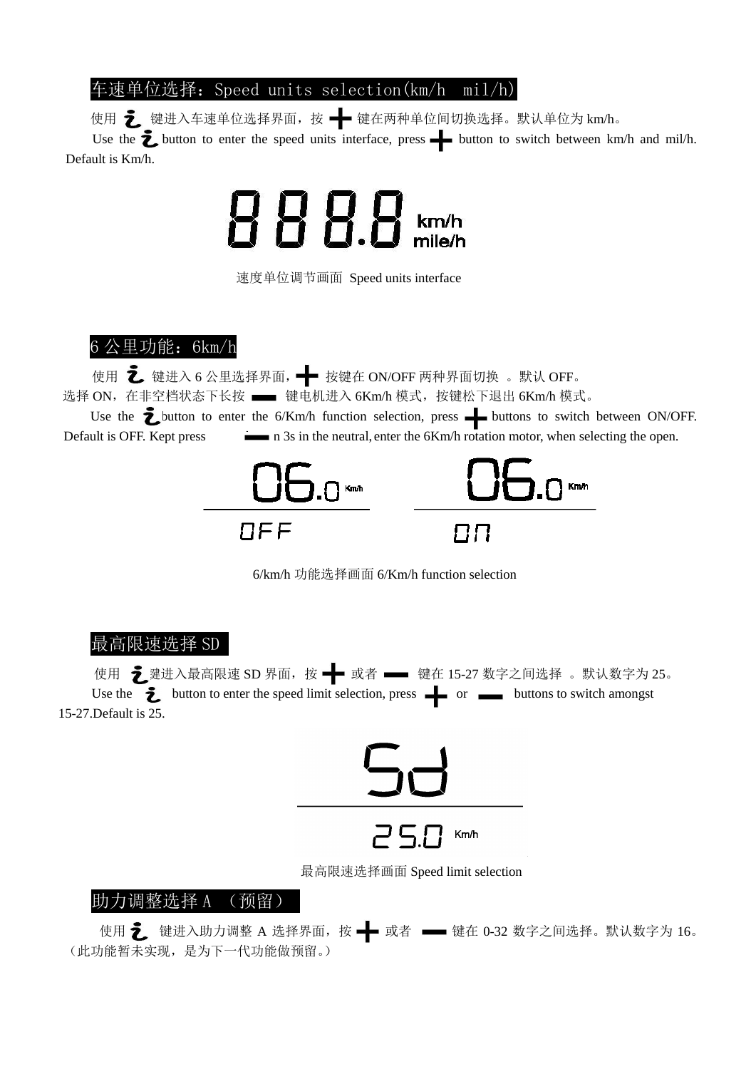## 车速单位选择：Speed units selection(km/h mil/h)

使用 i 键进入车速单位选择界面，按 + 键在两种单位间切换选择。默认单位为 km/h。

Use the i button to enter the speed units interface, press + button to switch between km/h and mil/h. Default is Km/h.

888.8 km/h mile/h

速度单位调节画面 Speed units interface

## 6 公里功能：6km/h

使用 i 键进入 6 公里选择界面，+ 按键在 ON/OFF 两种界面切换 。默认 OFF。选择 ON，在非空档状态下长按 — 键电机进入 6Km/h 模式，按键松下退出 6Km/h 模式。

Use the i button to enter the 6/Km/h function selection, press + buttons to switch between ON/OFF. Default is OFF. Kept press — n 3s in the neutral, enter the 6Km/h rotation motor, when selecting the open.

06.0 Km/h OFF　　06.0 Km/h ON

6/km/h 功能选择画面 6/Km/h function selection

## 最高限速选择 SD

使用 i 建进入最高限速 SD 界面，按 + 或者 — 键在 15-27 数字之间选择 。默认数字为 25。

Use the i button to enter the speed limit selection, press + or — buttons to switch amongst 15-27.Default is 25.

Sd

25.0 Km/h

最高限速选择画面 Speed limit selection

## 助力调整选择 A （预留）

使用 i 键进入助力调整 A 选择界面，按 + 或者 — 键在 0-32 数字之间选择。默认数字为 16。（此功能暂未实现，是为下一代功能做预留。）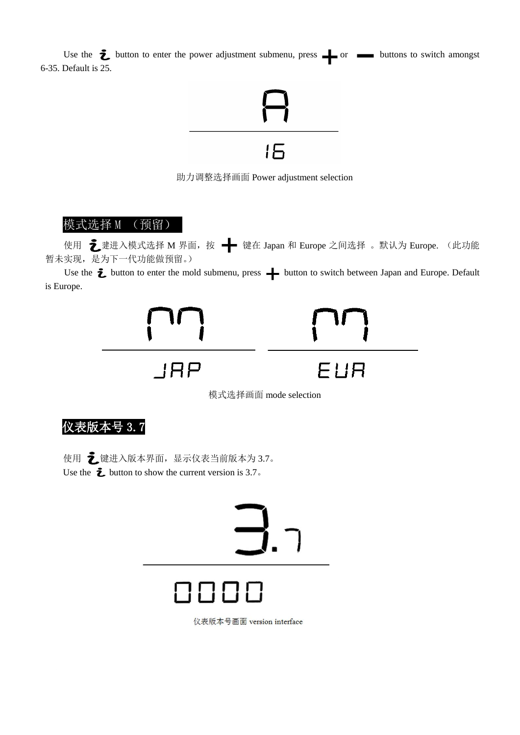Use the ⅈ button to enter the power adjustment submenu, press + or — buttons to switch amongst 6-35. Default is 25.

助力调整选择画面 Power adjustment selection

## 模式选择 M （预留）

使用 ⅈ 建进入模式选择 M 界面，按 + 键在 Japan 和 Europe 之间选择 。默认为 Europe. （此功能暂未实现，是为下一代功能做预留。）

Use the ⅈ button to enter the mold submenu, press + button to switch between Japan and Europe. Default is Europe.

模式选择画面 mode selection

## 仪表版本号 3.7

使用 ⅈ 键进入版本界面，显示仪表当前版本为 3.7。

Use the ⅈ button to show the current version is 3.7。

仪表版本号画面 version interface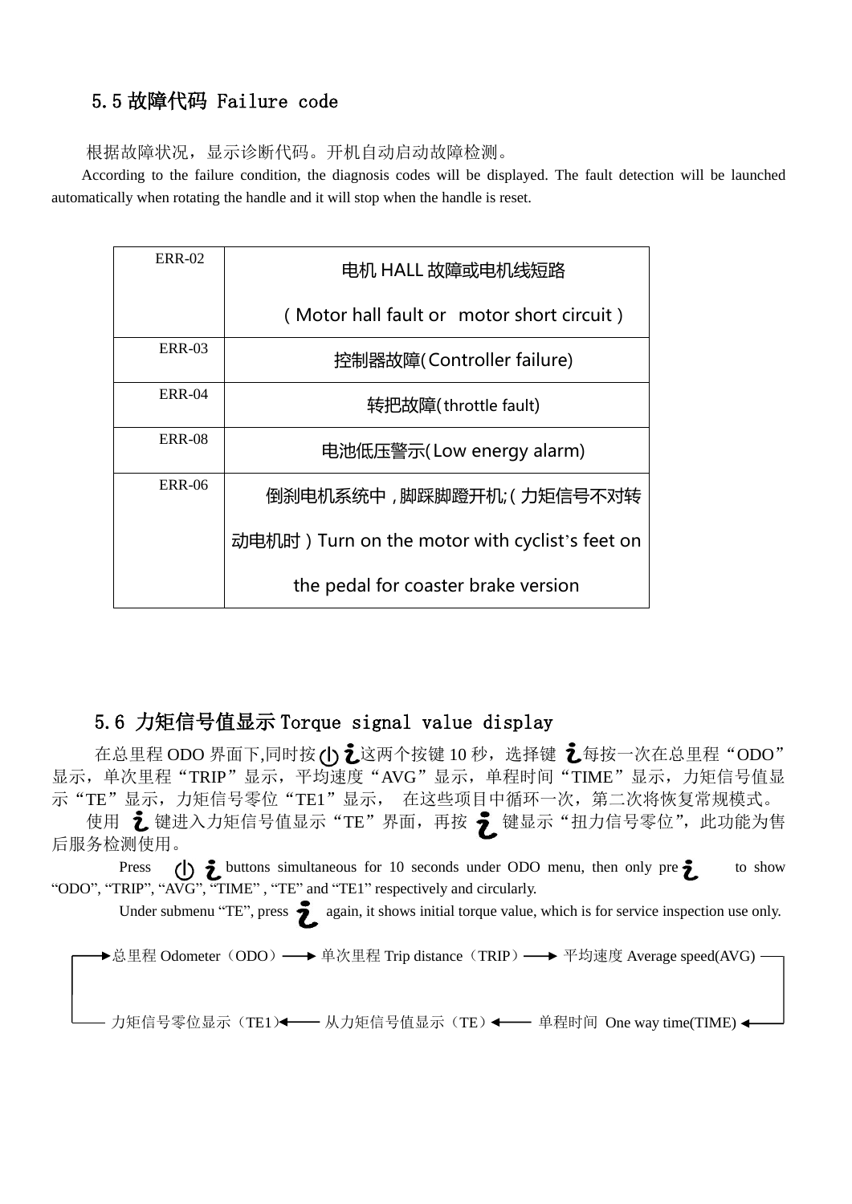## 5.5 故障代码 Failure code

根据故障状况，显示诊断代码。开机自动启动故障检测。

According to the failure condition, the diagnosis codes will be displayed. The fault detection will be launched automatically when rotating the handle and it will stop when the handle is reset.

| ERR-02 | 电机 HALL 故障或电机线短路（Motor hall fault or motor short circuit） |
|---|---|
| ERR-03 | 控制器故障(Controller failure) |
| ERR-04 | 转把故障(throttle fault) |
| ERR-08 | 电池低压警示(Low energy alarm) |
| ERR-06 | 倒刹电机系统中，脚踩脚蹬开机;（力矩信号不对转动电机时）Turn on the motor with cyclist's feet on the pedal for coaster brake version |

## 5.6 力矩信号值显示 Torque signal value display

在总里程 ODO 界面下,同时按 ⏻ i 这两个按键 10 秒，选择键 i 每按一次在总里程“ODO”显示，单次里程“TRIP”显示，平均速度“AVG”显示，单程时间“TIME”显示，力矩信号值显示“TE”显示，力矩信号零位“TE1”显示， 在这些项目中循环一次，第二次将恢复常规模式。

使用 i 键进入力矩信号值显示“TE”界面，再按 i 键显示“扭力信号零位”，此功能为售后服务检测使用。

Press ⏻ i buttons simultaneous for 10 seconds under ODO menu, then only pre i to show “ODO”, “TRIP”, “AVG”, “TIME” , “TE” and “TE1” respectively and circularly.

Under submenu “TE”, press i again, it shows initial torque value, which is for service inspection use only.

总里程 Odometer（ODO）→ 单次里程 Trip distance（TRIP）→ 平均速度 Average speed(AVG) → 单程时间 One way time(TIME) → 从力矩信号值显示（TE）→ 力矩信号零位显示（TE1）→ 总里程 Odometer（ODO）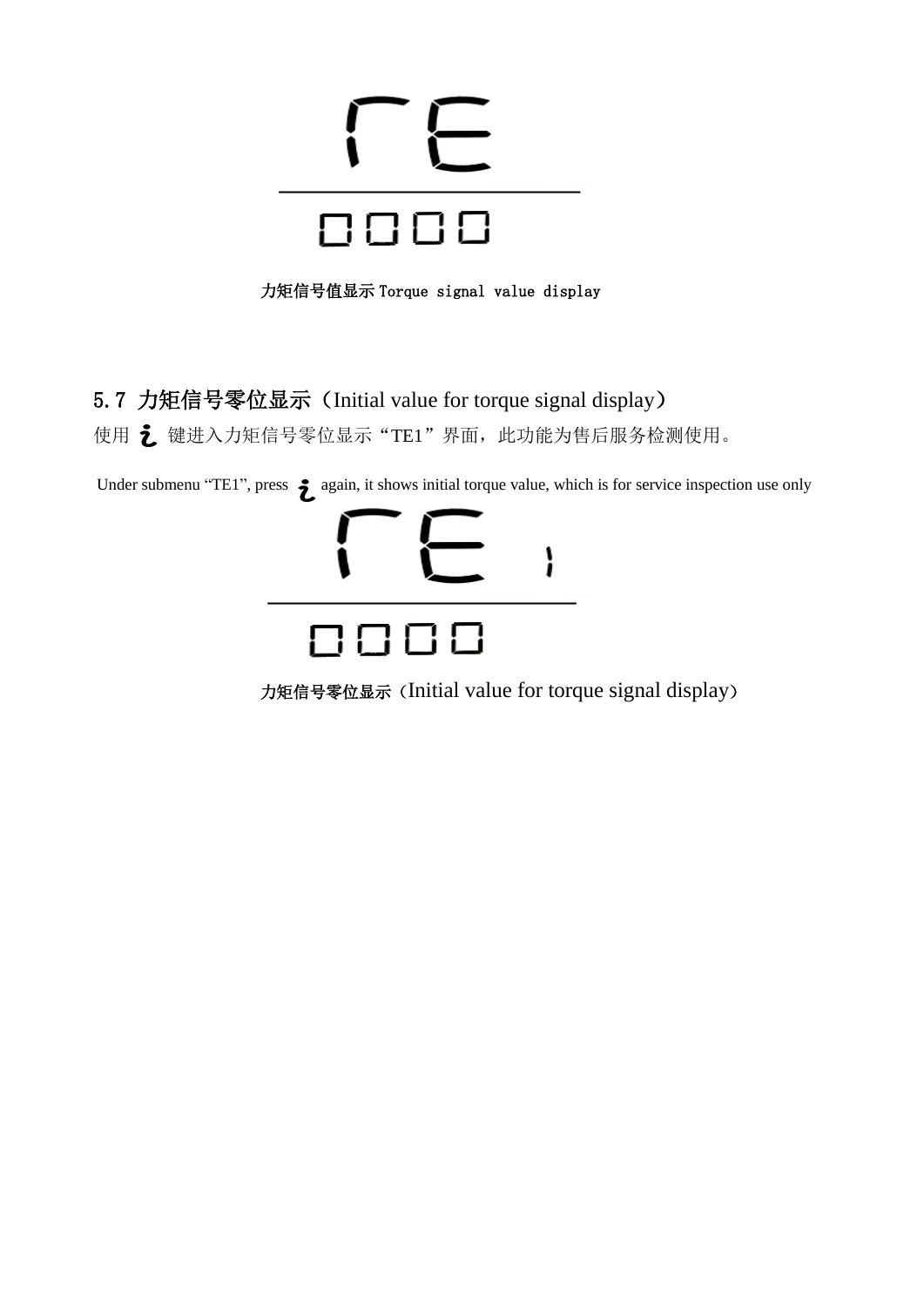rE

0000

力矩信号值显示 Torque signal value display

## 5.7 力矩信号零位显示（Initial value for torque signal display）

使用 i 键进入力矩信号零位显示“TE1”界面，此功能为售后服务检测使用。

Under submenu “TE1”, press i again, it shows initial torque value, which is for service inspection use only

rE 1

0000

力矩信号零位显示（Initial value for torque signal display）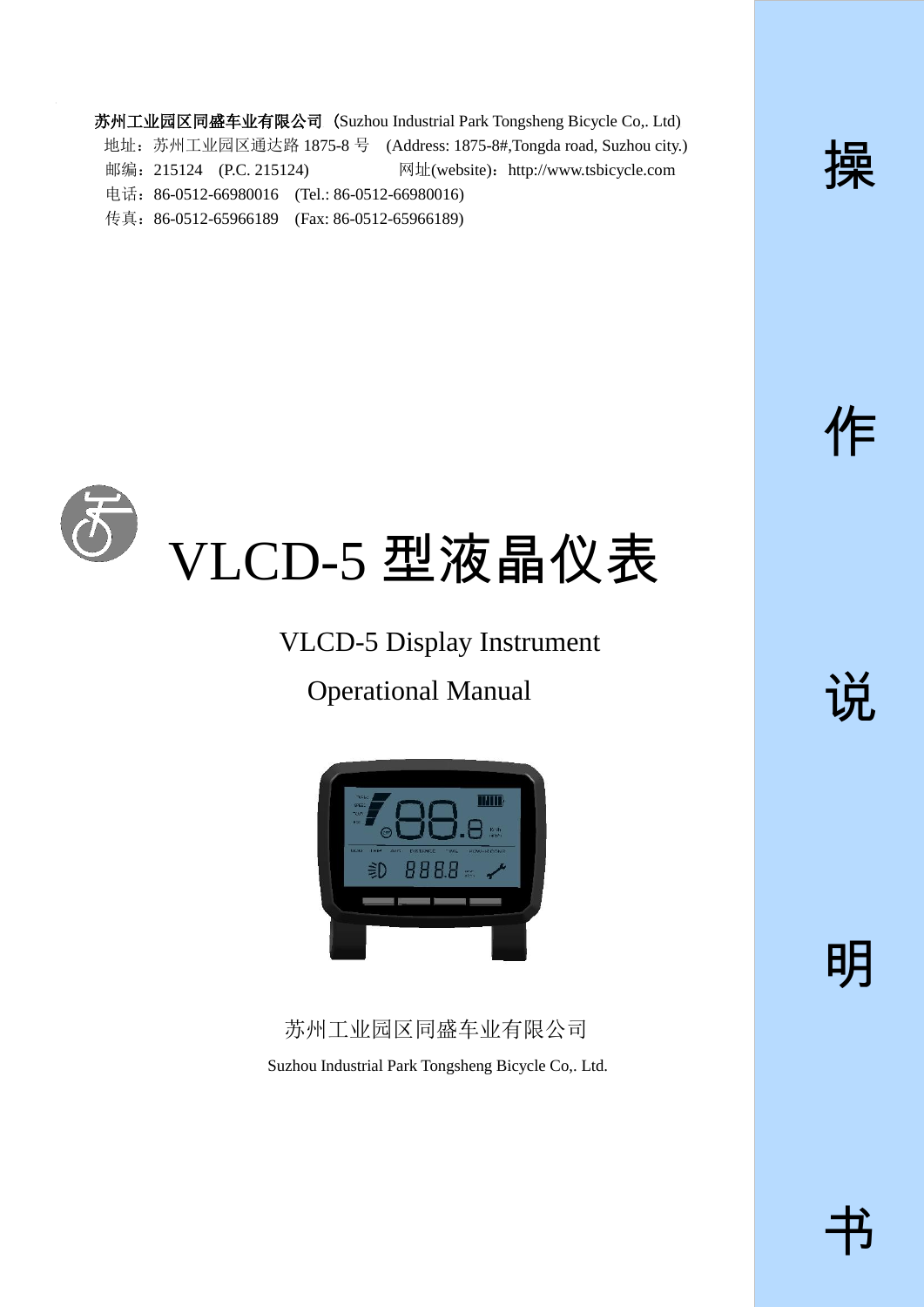**苏州工业园区同盛车业有限公司**（Suzhou Industrial Park Tongsheng Bicycle Co,. Ltd)

地址：苏州工业园区通达路 1875-8 号 (Address: 1875-8#,Tongda road, Suzhou city.)

邮编：215124 (P.C. 215124) 网址(website)：http://www.tsbicycle.com

电话：86-0512-66980016 (Tel.: 86-0512-66980016)

传真：86-0512-65966189 (Fax: 86-0512-65966189)

# VLCD-5 型液晶仪表

## VLCD-5 Display Instrument

## Operational Manual

苏州工业园区同盛车业有限公司

Suzhou Industrial Park Tongsheng Bicycle Co,. Ltd.

操作说明书